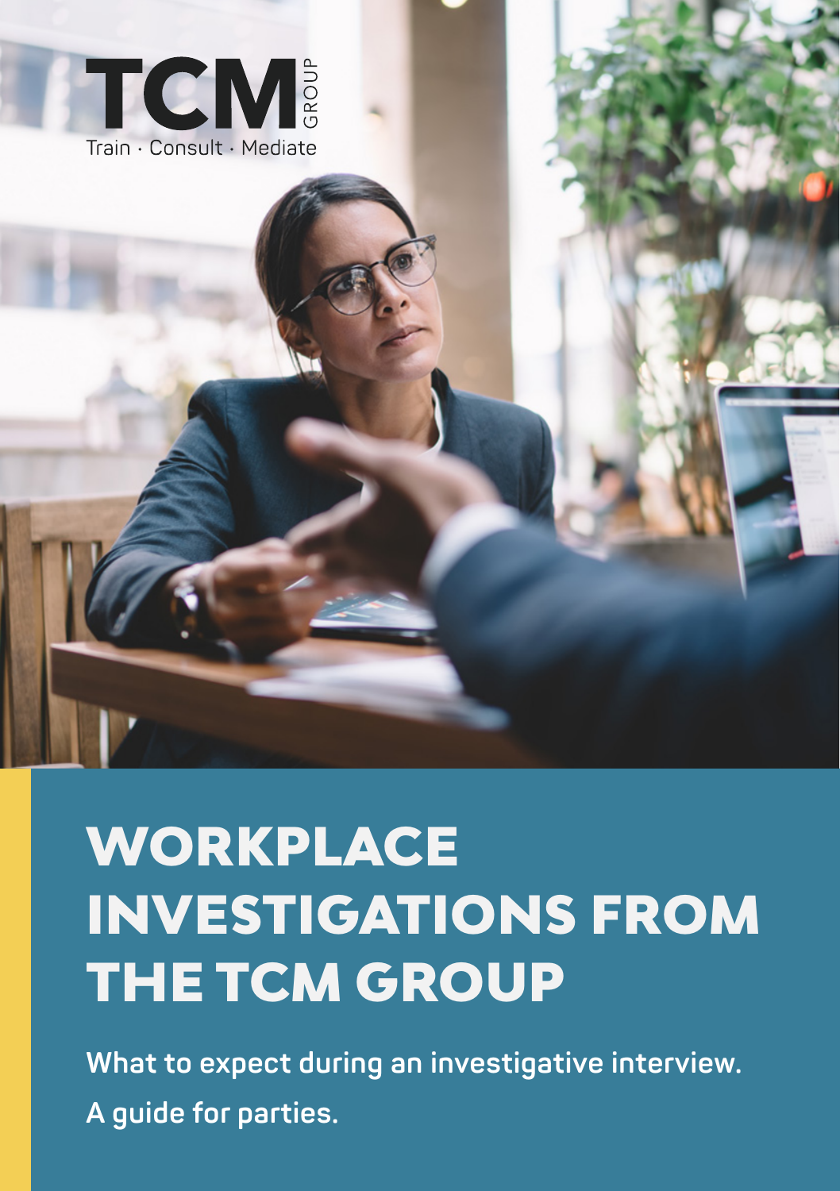TCM GROUP

Train · Consult · Mediate

# WORKPLACE INVESTIGATIONS FROM THE TCM GROUP

**What to expect during an investigative interview.**

**A guide for parties.**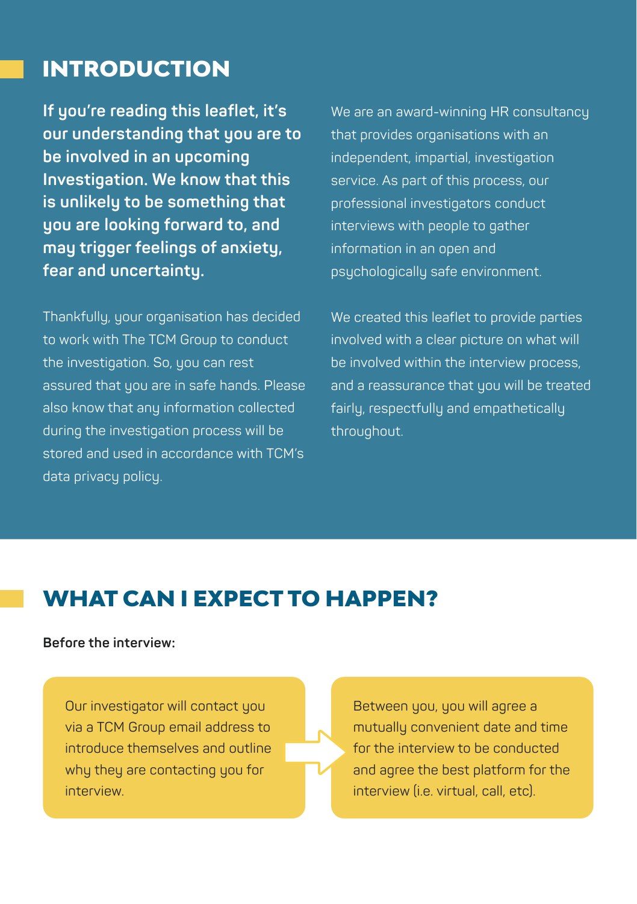# INTRODUCTION

**If you're reading this leaflet, it's our understanding that you are to be involved in an upcoming Investigation. We know that this is unlikely to be something that you are looking forward to, and may trigger feelings of anxiety, fear and uncertainty.**

Thankfully, your organisation has decided to work with The TCM Group to conduct the investigation. So, you can rest assured that you are in safe hands. Please also know that any information collected during the investigation process will be stored and used in accordance with TCM's data privacy policy.

We are an award-winning HR consultancy that provides organisations with an independent, impartial, investigation service. As part of this process, our professional investigators conduct interviews with people to gather information in an open and psychologically safe environment.

We created this leaflet to provide parties involved with a clear picture on what will be involved within the interview process, and a reassurance that you will be treated fairly, respectfully and empathetically throughout.

# WHAT CAN I EXPECT TO HAPPEN?

**Before the interview:**

Our investigator will contact you via a TCM Group email address to introduce themselves and outline why they are contacting you for interview.

Between you, you will agree a mutually convenient date and time for the interview to be conducted and agree the best platform for the interview (i.e. virtual, call, etc).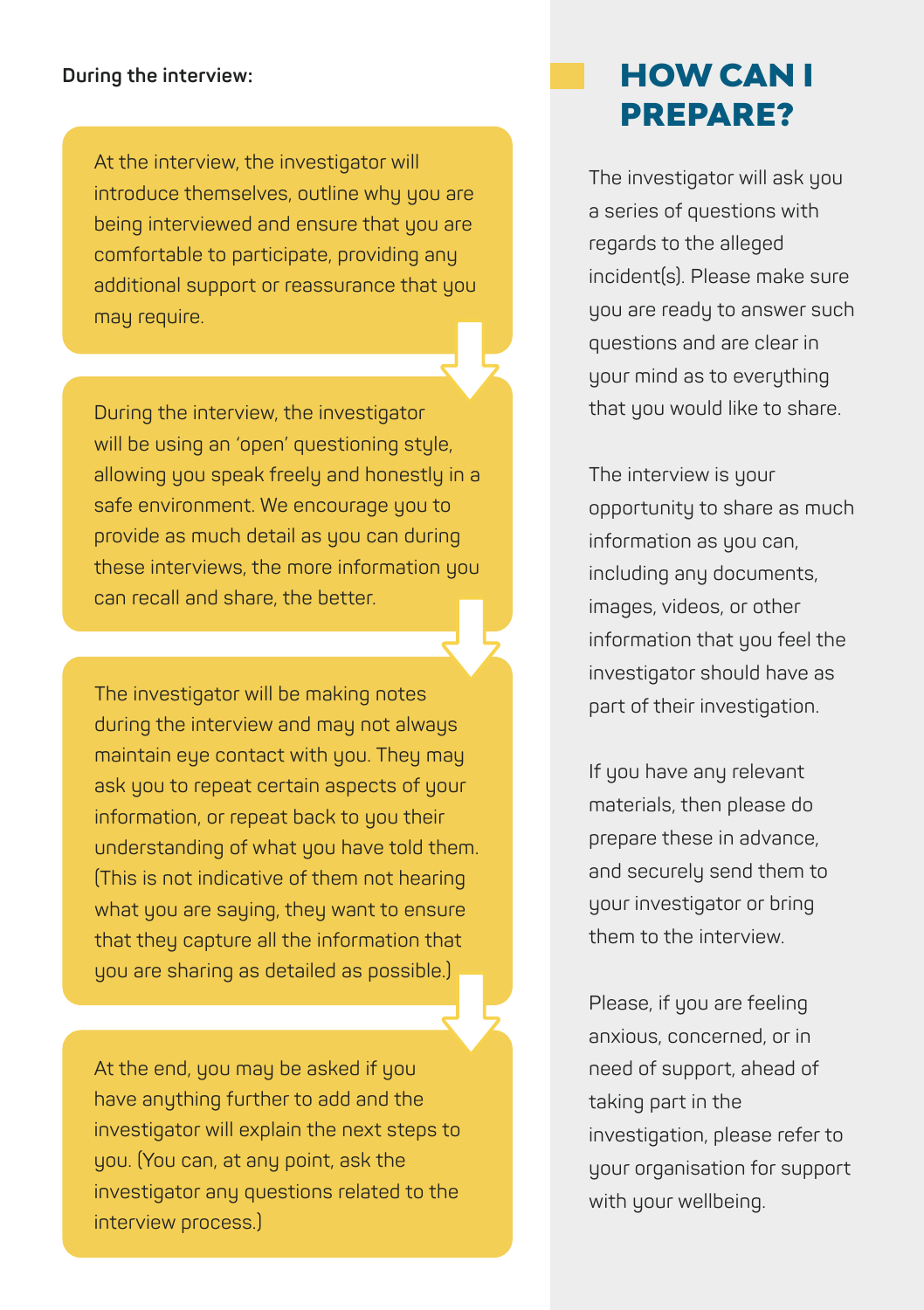**During the interview:**

At the interview, the investigator will introduce themselves, outline why you are being interviewed and ensure that you are comfortable to participate, providing any additional support or reassurance that you may require.

During the interview, the investigator will be using an 'open' questioning style, allowing you speak freely and honestly in a safe environment. We encourage you to provide as much detail as you can during these interviews, the more information you can recall and share, the better.

The investigator will be making notes during the interview and may not always maintain eye contact with you. They may ask you to repeat certain aspects of your information, or repeat back to you their understanding of what you have told them. (This is not indicative of them not hearing what you are saying, they want to ensure that they capture all the information that you are sharing as detailed as possible.)

At the end, you may be asked if you have anything further to add and the investigator will explain the next steps to you. (You can, at any point, ask the investigator any questions related to the interview process.)

# HOW CAN I PREPARE?

The investigator will ask you a series of questions with regards to the alleged incident(s). Please make sure you are ready to answer such questions and are clear in your mind as to everything that you would like to share.

The interview is your opportunity to share as much information as you can, including any documents, images, videos, or other information that you feel the investigator should have as part of their investigation.

If you have any relevant materials, then please do prepare these in advance, and securely send them to your investigator or bring them to the interview.

Please, if you are feeling anxious, concerned, or in need of support, ahead of taking part in the investigation, please refer to your organisation for support with your wellbeing.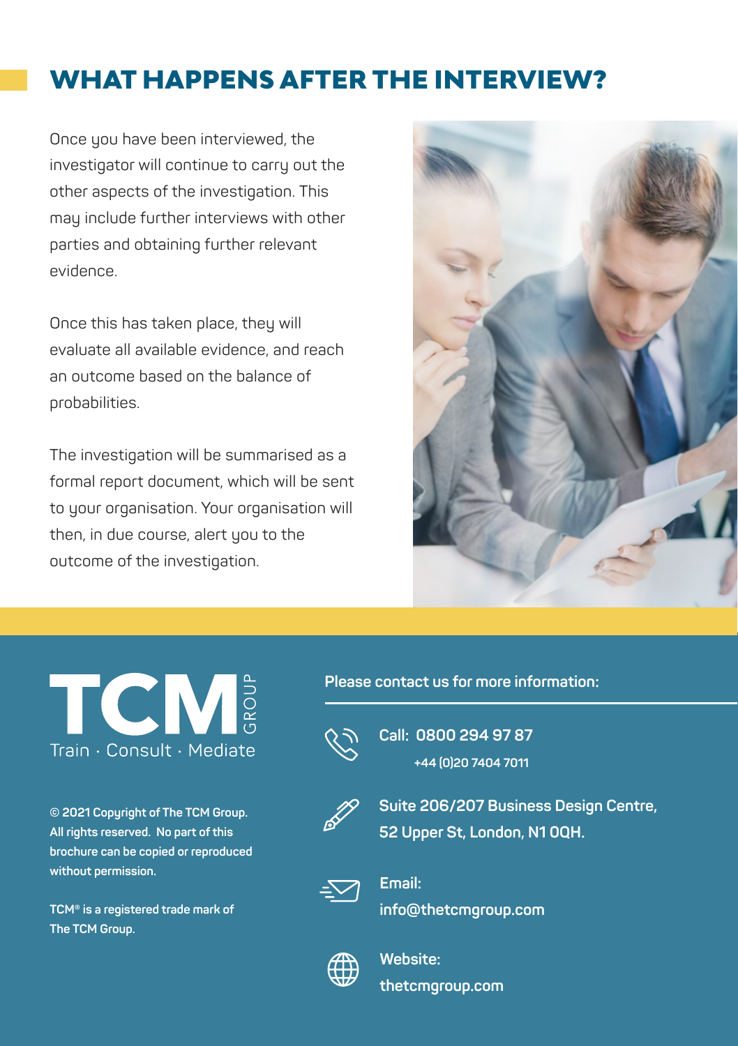# WHAT HAPPENS AFTER THE INTERVIEW?

Once you have been interviewed, the investigator will continue to carry out the other aspects of the investigation. This may include further interviews with other parties and obtaining further relevant evidence.

Once this has taken place, they will evaluate all available evidence, and reach an outcome based on the balance of probabilities.

The investigation will be summarised as a formal report document, which will be sent to your organisation. Your organisation will then, in due course, alert you to the outcome of the investigation.

TCM GROUP
Train · Consult · Mediate

**© 2021 Copyright of The TCM Group. All rights reserved. No part of this brochure can be copied or reproduced without permission.**

**TCM® is a registered trade mark of The TCM Group.**

**Please contact us for more information:**

**Call: 0800 294 97 87**
**+44 (0)20 7404 7011**

**Suite 206/207 Business Design Centre, 52 Upper St, London, N1 0QH.**

**Email:**
**info@thetcmgroup.com**

**Website:**
**thetcmgroup.com**